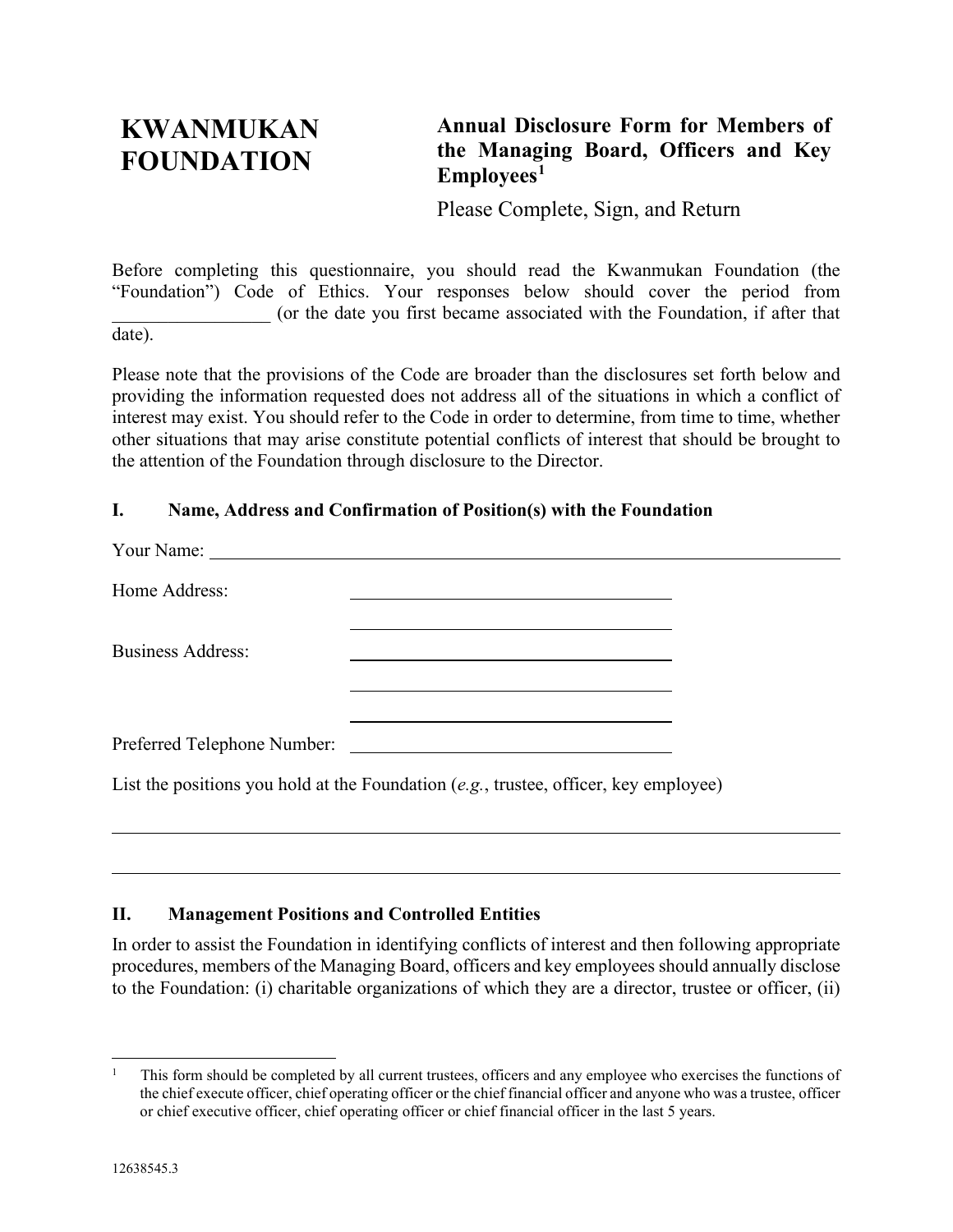# KWANMUKAN FOUNDATION

## Annual Disclosure Form for Members of the Managing Board, Officers and Key Employees[1]

Please Complete, Sign, and Return

Before completing this questionnaire, you should read the Kwanmukan Foundation (the "Foundation") Code of Ethics. Your responses below should cover the period from _________________ (or the date you first became associated with the Foundation, if after that date).

Please note that the provisions of the Code are broader than the disclosures set forth below and providing the information requested does not address all of the situations in which a conflict of interest may exist. You should refer to the Code in order to determine, from time to time, whether other situations that may arise constitute potential conflicts of interest that should be brought to the attention of the Foundation through disclosure to the Director.

### I. Name, Address and Confirmation of Position(s) with the Foundation

Your Name: ____________________________________________

Home Address: ______________________________

______________________________

Business Address: ______________________________

______________________________

______________________________

Preferred Telephone Number: ______________________________

List the positions you hold at the Foundation (*e.g.*, trustee, officer, key employee)

____________________________________________

____________________________________________

### II. Management Positions and Controlled Entities

In order to assist the Foundation in identifying conflicts of interest and then following appropriate procedures, members of the Managing Board, officers and key employees should annually disclose to the Foundation: (i) charitable organizations of which they are a director, trustee or officer, (ii)

---

[1] This form should be completed by all current trustees, officers and any employee who exercises the functions of the chief execute officer, chief operating officer or the chief financial officer and anyone who was a trustee, officer or chief executive officer, chief operating officer or chief financial officer in the last 5 years.

12638545.3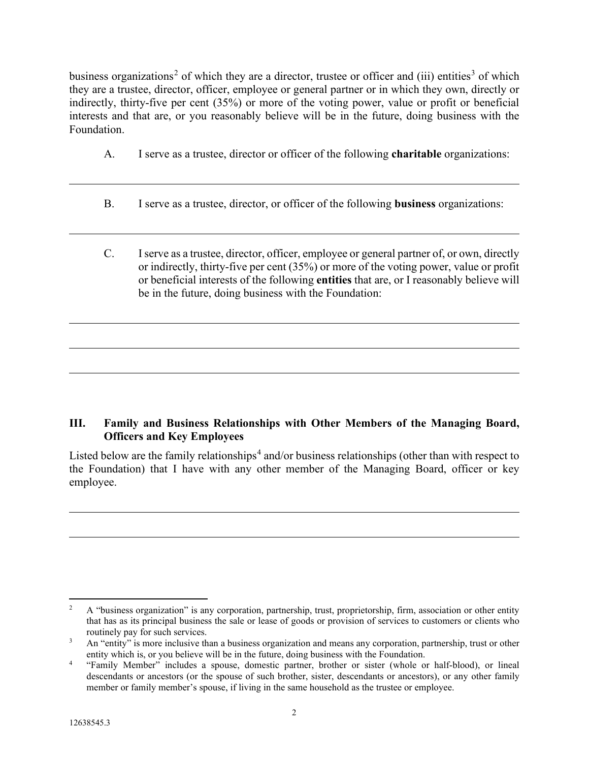business organizations[2] of which they are a director, trustee or officer and (iii) entities[3] of which they are a trustee, director, officer, employee or general partner or in which they own, directly or indirectly, thirty-five per cent (35%) or more of the voting power, value or profit or beneficial interests and that are, or you reasonably believe will be in the future, doing business with the Foundation.

A. I serve as a trustee, director or officer of the following **charitable** organizations:

\_\_\_\_\_\_\_\_\_\_\_\_\_\_\_\_\_\_\_\_\_\_\_\_\_\_\_\_\_\_\_\_\_\_\_\_\_\_\_\_\_\_\_\_\_\_\_\_\_\_\_\_\_\_\_\_\_\_\_\_\_\_\_\_\_\_\_\_\_\_\_\_\_\_\_\_\_\_

B. I serve as a trustee, director, or officer of the following **business** organizations:

\_\_\_\_\_\_\_\_\_\_\_\_\_\_\_\_\_\_\_\_\_\_\_\_\_\_\_\_\_\_\_\_\_\_\_\_\_\_\_\_\_\_\_\_\_\_\_\_\_\_\_\_\_\_\_\_\_\_\_\_\_\_\_\_\_\_\_\_\_\_\_\_\_\_\_\_\_\_

C. I serve as a trustee, director, officer, employee or general partner of, or own, directly or indirectly, thirty-five per cent (35%) or more of the voting power, value or profit or beneficial interests of the following **entities** that are, or I reasonably believe will be in the future, doing business with the Foundation:

\_\_\_\_\_\_\_\_\_\_\_\_\_\_\_\_\_\_\_\_\_\_\_\_\_\_\_\_\_\_\_\_\_\_\_\_\_\_\_\_\_\_\_\_\_\_\_\_\_\_\_\_\_\_\_\_\_\_\_\_\_\_\_\_\_\_\_\_\_\_\_\_\_\_\_\_\_\_

\_\_\_\_\_\_\_\_\_\_\_\_\_\_\_\_\_\_\_\_\_\_\_\_\_\_\_\_\_\_\_\_\_\_\_\_\_\_\_\_\_\_\_\_\_\_\_\_\_\_\_\_\_\_\_\_\_\_\_\_\_\_\_\_\_\_\_\_\_\_\_\_\_\_\_\_\_\_

\_\_\_\_\_\_\_\_\_\_\_\_\_\_\_\_\_\_\_\_\_\_\_\_\_\_\_\_\_\_\_\_\_\_\_\_\_\_\_\_\_\_\_\_\_\_\_\_\_\_\_\_\_\_\_\_\_\_\_\_\_\_\_\_\_\_\_\_\_\_\_\_\_\_\_\_\_\_

## III. Family and Business Relationships with Other Members of the Managing Board, Officers and Key Employees

Listed below are the family relationships[4] and/or business relationships (other than with respect to the Foundation) that I have with any other member of the Managing Board, officer or key employee.

\_\_\_\_\_\_\_\_\_\_\_\_\_\_\_\_\_\_\_\_\_\_\_\_\_\_\_\_\_\_\_\_\_\_\_\_\_\_\_\_\_\_\_\_\_\_\_\_\_\_\_\_\_\_\_\_\_\_\_\_\_\_\_\_\_\_\_\_\_\_\_\_\_\_\_\_\_\_

\_\_\_\_\_\_\_\_\_\_\_\_\_\_\_\_\_\_\_\_\_\_\_\_\_\_\_\_\_\_\_\_\_\_\_\_\_\_\_\_\_\_\_\_\_\_\_\_\_\_\_\_\_\_\_\_\_\_\_\_\_\_\_\_\_\_\_\_\_\_\_\_\_\_\_\_\_\_

---

[2] A "business organization" is any corporation, partnership, trust, proprietorship, firm, association or other entity that has as its principal business the sale or lease of goods or provision of services to customers or clients who routinely pay for such services.

[3] An "entity" is more inclusive than a business organization and means any corporation, partnership, trust or other entity which is, or you believe will be in the future, doing business with the Foundation.

[4] "Family Member" includes a spouse, domestic partner, brother or sister (whole or half-blood), or lineal descendants or ancestors (or the spouse of such brother, sister, descendants or ancestors), or any other family member or family member's spouse, if living in the same household as the trustee or employee.

12638545.3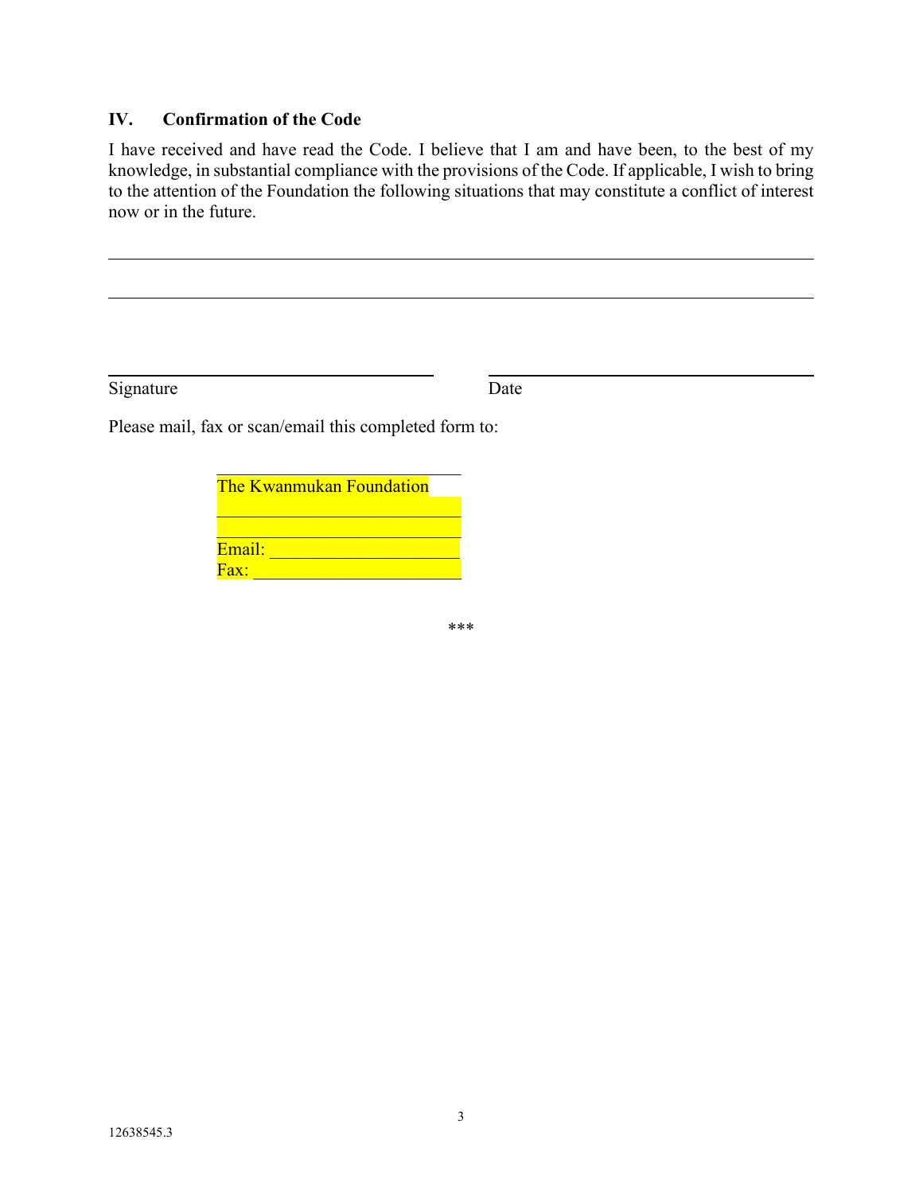## IV. Confirmation of the Code

I have received and have read the Code. I believe that I am and have been, to the best of my knowledge, in substantial compliance with the provisions of the Code. If applicable, I wish to bring to the attention of the Foundation the following situations that may constitute a conflict of interest now or in the future.

\_\_\_\_\_\_\_\_\_\_\_\_\_\_\_\_\_\_\_\_\_\_\_\_\_\_\_\_\_\_\_\_\_\_\_\_\_\_\_\_\_\_\_\_\_\_\_\_\_\_\_\_\_\_\_\_\_\_\_\_\_\_\_\_\_\_\_\_\_\_\_\_

\_\_\_\_\_\_\_\_\_\_\_\_\_\_\_\_\_\_\_\_\_\_\_\_\_\_\_\_\_\_\_\_\_\_\_\_\_\_\_\_\_\_\_\_\_\_\_\_\_\_\_\_\_\_\_\_\_\_\_\_\_\_\_\_\_\_\_\_\_\_\_\_

\_\_\_\_\_\_\_\_\_\_\_\_\_\_\_\_\_\_\_\_\_\_\_\_\_\_\_\_\_\_\_\_ \_\_\_\_\_\_\_\_\_\_\_\_\_\_\_\_\_\_\_\_\_\_\_\_\_\_\_\_\_\_\_\_

Signature Date

Please mail, fax or scan/email this completed form to:

\_\_\_\_\_\_\_\_\_\_\_\_\_\_\_\_\_\_\_\_\_\_\_\_\_\_\_\_

The Kwanmukan Foundation

\_\_\_\_\_\_\_\_\_\_\_\_\_\_\_\_\_\_\_\_\_\_\_\_\_\_\_\_

\_\_\_\_\_\_\_\_\_\_\_\_\_\_\_\_\_\_\_\_\_\_\_\_\_\_\_\_

Email: \_\_\_\_\_\_\_\_\_\_\_\_\_\_\_\_\_\_\_\_

Fax: \_\_\_\_\_\_\_\_\_\_\_\_\_\_\_\_\_\_\_\_\_\_

\*\*\*

12638545.3